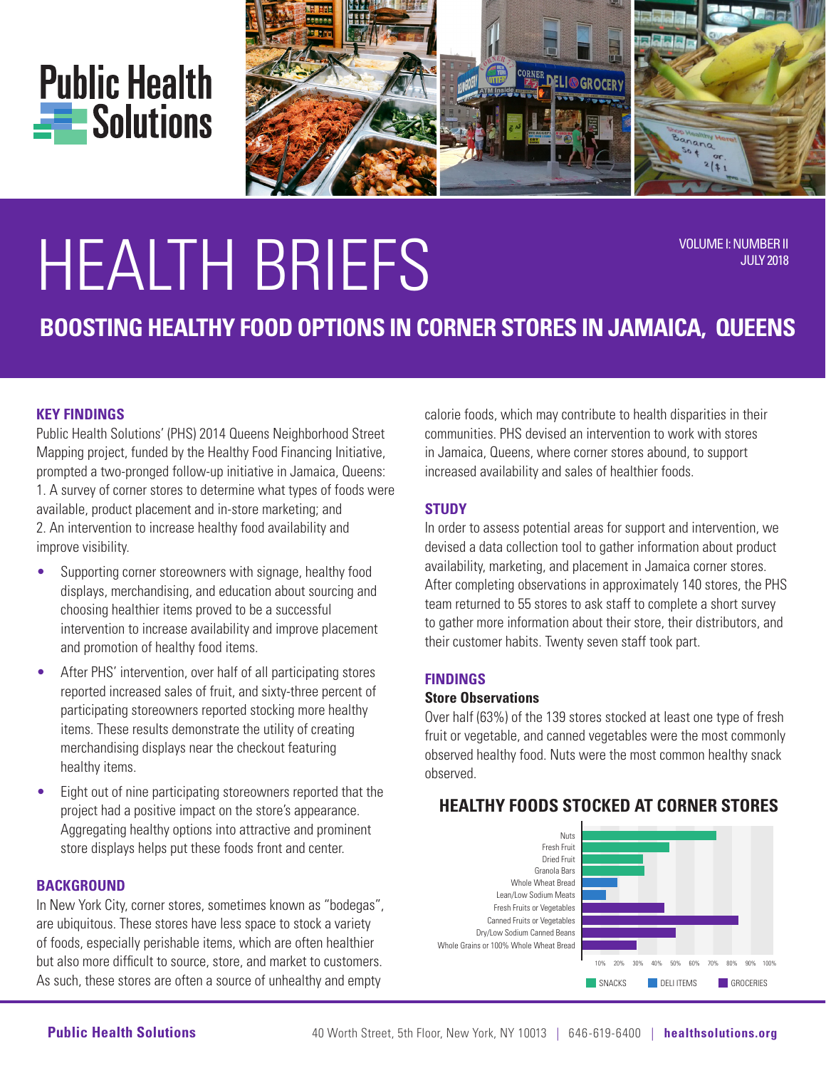# HEALTH BRIEFS

VOLUME I: NUMBER II
JULY 2018

## BOOSTING HEALTHY FOOD OPTIONS IN CORNER STORES IN JAMAICA, QUEENS

### KEY FINDINGS

Public Health Solutions' (PHS) 2014 Queens Neighborhood Street Mapping project, funded by the Healthy Food Financing Initiative, prompted a two-pronged follow-up initiative in Jamaica, Queens:
1. A survey of corner stores to determine what types of foods were available, product placement and in-store marketing; and
2. An intervention to increase healthy food availability and improve visibility.

- Supporting corner storeowners with signage, healthy food displays, merchandising, and education about sourcing and choosing healthier items proved to be a successful intervention to increase availability and improve placement and promotion of healthy food items.
- After PHS' intervention, over half of all participating stores reported increased sales of fruit, and sixty-three percent of participating storeowners reported stocking more healthy items. These results demonstrate the utility of creating merchandising displays near the checkout featuring healthy items.
- Eight out of nine participating storeowners reported that the project had a positive impact on the store's appearance. Aggregating healthy options into attractive and prominent store displays helps put these foods front and center.

### BACKGROUND

In New York City, corner stores, sometimes known as "bodegas", are ubiquitous. These stores have less space to stock a variety of foods, especially perishable items, which are often healthier but also more difficult to source, store, and market to customers. As such, these stores are often a source of unhealthy and empty calorie foods, which may contribute to health disparities in their communities. PHS devised an intervention to work with stores in Jamaica, Queens, where corner stores abound, to support increased availability and sales of healthier foods.

### STUDY

In order to assess potential areas for support and intervention, we devised a data collection tool to gather information about product availability, marketing, and placement in Jamaica corner stores. After completing observations in approximately 140 stores, the PHS team returned to 55 stores to ask staff to complete a short survey to gather more information about their store, their distributors, and their customer habits. Twenty seven staff took part.

### FINDINGS

#### Store Observations

Over half (63%) of the 139 stores stocked at least one type of fresh fruit or vegetable, and canned vegetables were the most commonly observed healthy food. Nuts were the most common healthy snack observed.

#### HEALTHY FOODS STOCKED AT CORNER STORES

| Item | Category | Approx. % of stores |
|---|---|---|
| Nuts | Snacks | ~72% |
| Fresh Fruit | Snacks | ~46% |
| Dried Fruit | Snacks | ~32% |
| Granola Bars | Snacks | ~33% |
| Whole Wheat Bread | Deli Items | ~19% |
| Lean/Low Sodium Meats | Deli Items | ~13% |
| Fresh Fruits or Vegetables | Groceries | ~44% |
| Canned Fruits or Vegetables | Groceries | ~84% |
| Dry/Low Sodium Canned Beans | Groceries | ~50% |
| Whole Grains or 100% Whole Wheat Bread | Groceries | ~29% |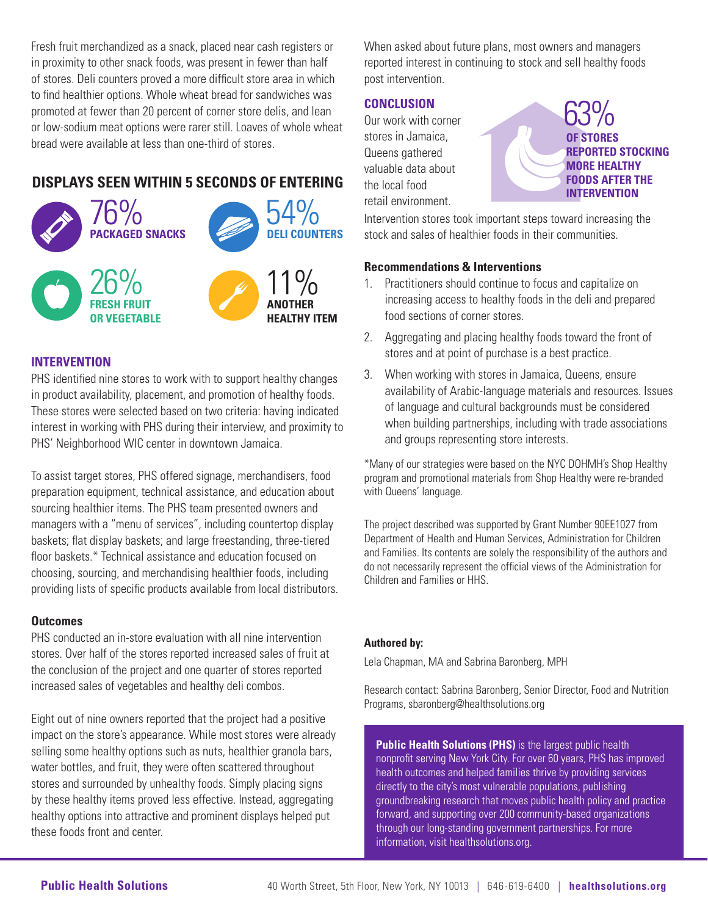Fresh fruit merchandized as a snack, placed near cash registers or in proximity to other snack foods, was present in fewer than half of stores. Deli counters proved a more difficult store area in which to find healthier options. Whole wheat bread for sandwiches was promoted at fewer than 20 percent of corner store delis, and lean or low-sodium meat options were rarer still. Loaves of whole wheat bread were available at less than one-third of stores.

## DISPLAYS SEEN WITHIN 5 SECONDS OF ENTERING

76%
PACKAGED SNACKS

54%
DELI COUNTERS

26%
FRESH FRUIT OR VEGETABLE

11%
ANOTHER HEALTHY ITEM

### INTERVENTION

PHS identified nine stores to work with to support healthy changes in product availability, placement, and promotion of healthy foods. These stores were selected based on two criteria: having indicated interest in working with PHS during their interview, and proximity to PHS' Neighborhood WIC center in downtown Jamaica.

To assist target stores, PHS offered signage, merchandisers, food preparation equipment, technical assistance, and education about sourcing healthier items. The PHS team presented owners and managers with a "menu of services", including countertop display baskets; flat display baskets; and large freestanding, three-tiered floor baskets.* Technical assistance and education focused on choosing, sourcing, and merchandising healthier foods, including providing lists of specific products available from local distributors.

#### Outcomes

PHS conducted an in-store evaluation with all nine intervention stores. Over half of the stores reported increased sales of fruit at the conclusion of the project and one quarter of stores reported increased sales of vegetables and healthy deli combos.

Eight out of nine owners reported that the project had a positive impact on the store's appearance. While most stores were already selling some healthy options such as nuts, healthier granola bars, water bottles, and fruit, they were often scattered throughout stores and surrounded by unhealthy foods. Simply placing signs by these healthy items proved less effective. Instead, aggregating healthy options into attractive and prominent displays helped put these foods front and center.

When asked about future plans, most owners and managers reported interest in continuing to stock and sell healthy foods post intervention.

### CONCLUSION

Our work with corner stores in Jamaica, Queens gathered valuable data about the local food retail environment.

63%
OF STORES REPORTED STOCKING MORE HEALTHY FOODS AFTER THE INTERVENTION

Intervention stores took important steps toward increasing the stock and sales of healthier foods in their communities.

#### Recommendations & Interventions

1. Practitioners should continue to focus and capitalize on increasing access to healthy foods in the deli and prepared food sections of corner stores.
2. Aggregating and placing healthy foods toward the front of stores and at point of purchase is a best practice.
3. When working with stores in Jamaica, Queens, ensure availability of Arabic-language materials and resources. Issues of language and cultural backgrounds must be considered when building partnerships, including with trade associations and groups representing store interests.

*Many of our strategies were based on the NYC DOHMH's Shop Healthy program and promotional materials from Shop Healthy were re-branded with Queens' language.

The project described was supported by Grant Number 90EE1027 from Department of Health and Human Services, Administration for Children and Families. Its contents are solely the responsibility of the authors and do not necessarily represent the official views of the Administration for Children and Families or HHS.

**Authored by:**

Lela Chapman, MA and Sabrina Baronberg, MPH

Research contact: Sabrina Baronberg, Senior Director, Food and Nutrition Programs, sbaronberg@healthsolutions.org

**Public Health Solutions (PHS)** is the largest public health nonprofit serving New York City. For over 60 years, PHS has improved health outcomes and helped families thrive by providing services directly to the city's most vulnerable populations, publishing groundbreaking research that moves public health policy and practice forward, and supporting over 200 community-based organizations through our long-standing government partnerships. For more information, visit healthsolutions.org.

**Public Health Solutions** 40 Worth Street, 5th Floor, New York, NY 10013 | 646-619-6400 | **healthsolutions.org**